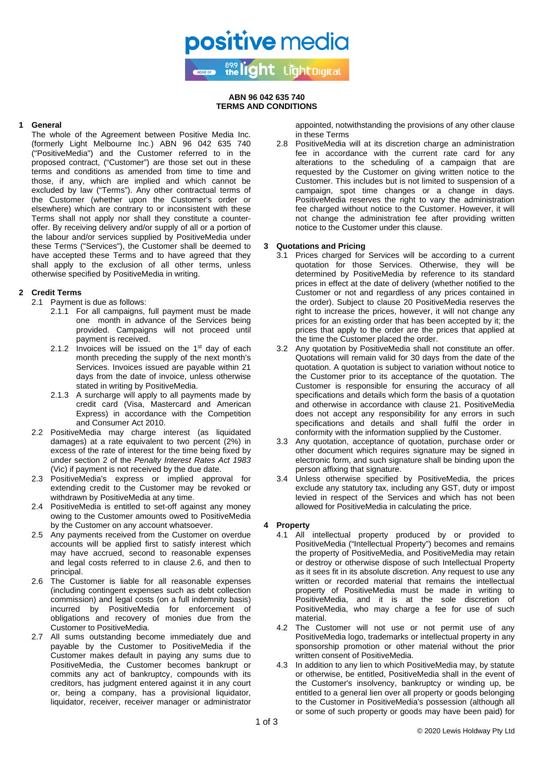positive media

HOME OF 89.9 the light LightDigital

**ABN 96 042 635 740**
**TERMS AND CONDITIONS**

## 1 General

The whole of the Agreement between Positive Media Inc. (formerly Light Melbourne Inc.) ABN 96 042 635 740 ("PositiveMedia") and the Customer referred to in the proposed contract, ("Customer") are those set out in these terms and conditions as amended from time to time and those, if any, which are implied and which cannot be excluded by law ("Terms"). Any other contractual terms of the Customer (whether upon the Customer's order or elsewhere) which are contrary to or inconsistent with these Terms shall not apply nor shall they constitute a counter-offer. By receiving delivery and/or supply of all or a portion of the labour and/or services supplied by PositiveMedia under these Terms ("Services"), the Customer shall be deemed to have accepted these Terms and to have agreed that they shall apply to the exclusion of all other terms, unless otherwise specified by PositiveMedia in writing.

## 2 Credit Terms

2.1 Payment is due as follows:

2.1.1 For all campaigns, full payment must be made one month in advance of the Services being provided. Campaigns will not proceed until payment is received.

2.1.2 Invoices will be issued on the 1st day of each month preceding the supply of the next month's Services. Invoices issued are payable within 21 days from the date of invoice, unless otherwise stated in writing by PositiveMedia.

2.1.3 A surcharge will apply to all payments made by credit card (Visa, Mastercard and American Express) in accordance with the Competition and Consumer Act 2010.

2.2 PositiveMedia may charge interest (as liquidated damages) at a rate equivalent to two percent (2%) in excess of the rate of interest for the time being fixed by under section 2 of the *Penalty Interest Rates Act 1983* (Vic) if payment is not received by the due date.

2.3 PositiveMedia's express or implied approval for extending credit to the Customer may be revoked or withdrawn by PositiveMedia at any time.

2.4 PositiveMedia is entitled to set-off against any money owing to the Customer amounts owed to PositiveMedia by the Customer on any account whatsoever.

2.5 Any payments received from the Customer on overdue accounts will be applied first to satisfy interest which may have accrued, second to reasonable expenses and legal costs referred to in clause 2.6, and then to principal.

2.6 The Customer is liable for all reasonable expenses (including contingent expenses such as debt collection commission) and legal costs (on a full indemnity basis) incurred by PositiveMedia for enforcement of obligations and recovery of monies due from the Customer to PositiveMedia.

2.7 All sums outstanding become immediately due and payable by the Customer to PositiveMedia if the Customer makes default in paying any sums due to PositiveMedia, the Customer becomes bankrupt or commits any act of bankruptcy, compounds with its creditors, has judgment entered against it in any court or, being a company, has a provisional liquidator, liquidator, receiver, receiver manager or administrator appointed, notwithstanding the provisions of any other clause in these Terms

2.8 PositiveMedia will at its discretion charge an administration fee in accordance with the current rate card for any alterations to the scheduling of a campaign that are requested by the Customer on giving written notice to the Customer. This includes but is not limited to suspension of a campaign, spot time changes or a change in days. PositiveMedia reserves the right to vary the administration fee charged without notice to the Customer. However, it will not change the administration fee after providing written notice to the Customer under this clause.

## 3 Quotations and Pricing

3.1 Prices charged for Services will be according to a current quotation for those Services. Otherwise, they will be determined by PositiveMedia by reference to its standard prices in effect at the date of delivery (whether notified to the Customer or not and regardless of any prices contained in the order). Subject to clause 20 PositiveMedia reserves the right to increase the prices, however, it will not change any prices for an existing order that has been accepted by it; the prices that apply to the order are the prices that applied at the time the Customer placed the order.

3.2 Any quotation by PositiveMedia shall not constitute an offer. Quotations will remain valid for 30 days from the date of the quotation. A quotation is subject to variation without notice to the Customer prior to its acceptance of the quotation. The Customer is responsible for ensuring the accuracy of all specifications and details which form the basis of a quotation and otherwise in accordance with clause 21. PositiveMedia does not accept any responsibility for any errors in such specifications and details and shall fulfil the order in conformity with the information supplied by the Customer.

3.3 Any quotation, acceptance of quotation, purchase order or other document which requires signature may be signed in electronic form, and such signature shall be binding upon the person affixing that signature.

3.4 Unless otherwise specified by PositiveMedia, the prices exclude any statutory tax, including any GST, duty or impost levied in respect of the Services and which has not been allowed for PositiveMedia in calculating the price.

## 4 Property

4.1 All intellectual property produced by or provided to PositiveMedia ("Intellectual Property") becomes and remains the property of PositiveMedia, and PositiveMedia may retain or destroy or otherwise dispose of such Intellectual Property as it sees fit in its absolute discretion. Any request to use any written or recorded material that remains the intellectual property of PositiveMedia must be made in writing to PositiveMedia, and it is at the sole discretion of PositiveMedia, who may charge a fee for use of such material.

4.2 The Customer will not use or not permit use of any PositiveMedia logo, trademarks or intellectual property in any sponsorship promotion or other material without the prior written consent of PositiveMedia.

4.3 In addition to any lien to which PositiveMedia may, by statute or otherwise, be entitled, PositiveMedia shall in the event of the Customer's insolvency, bankruptcy or winding up, be entitled to a general lien over all property or goods belonging to the Customer in PositiveMedia's possession (although all or some of such property or goods may have been paid) for

© 2020 Lewis Holdway Pty Ltd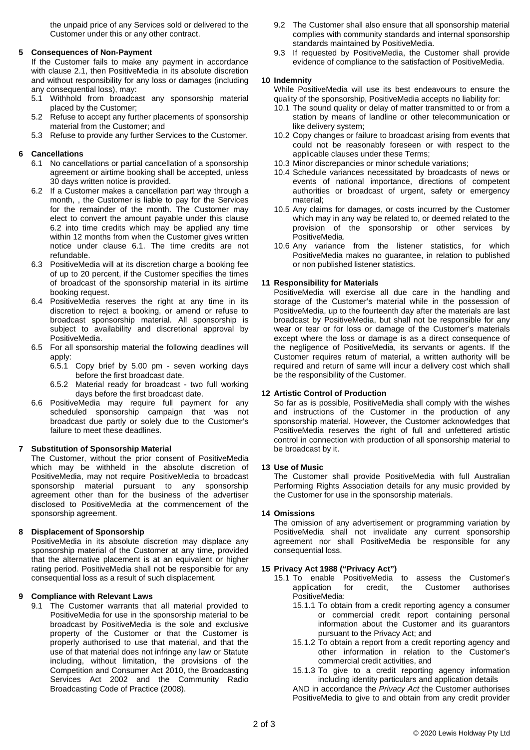the unpaid price of any Services sold or delivered to the Customer under this or any other contract.

## 5 Consequences of Non-Payment

If the Customer fails to make any payment in accordance with clause 2.1, then PositiveMedia in its absolute discretion and without responsibility for any loss or damages (including any consequential loss), may:

5.1 Withhold from broadcast any sponsorship material placed by the Customer;

5.2 Refuse to accept any further placements of sponsorship material from the Customer; and

5.3 Refuse to provide any further Services to the Customer.

## 6 Cancellations

6.1 No cancellations or partial cancellation of a sponsorship agreement or airtime booking shall be accepted, unless 30 days written notice is provided.

6.2 If a Customer makes a cancellation part way through a month, , the Customer is liable to pay for the Services for the remainder of the month. The Customer may elect to convert the amount payable under this clause 6.2 into time credits which may be applied any time within 12 months from when the Customer gives written notice under clause 6.1. The time credits are not refundable.

6.3 PositiveMedia will at its discretion charge a booking fee of up to 20 percent, if the Customer specifies the times of broadcast of the sponsorship material in its airtime booking request.

6.4 PositiveMedia reserves the right at any time in its discretion to reject a booking, or amend or refuse to broadcast sponsorship material. All sponsorship is subject to availability and discretional approval by PositiveMedia.

6.5 For all sponsorship material the following deadlines will apply:

6.5.1 Copy brief by 5.00 pm - seven working days before the first broadcast date.

6.5.2 Material ready for broadcast - two full working days before the first broadcast date.

6.6 PositiveMedia may require full payment for any scheduled sponsorship campaign that was not broadcast due partly or solely due to the Customer's failure to meet these deadlines.

## 7 Substitution of Sponsorship Material

The Customer, without the prior consent of PositiveMedia which may be withheld in the absolute discretion of PositiveMedia, may not require PositiveMedia to broadcast sponsorship material pursuant to any sponsorship agreement other than for the business of the advertiser disclosed to PositiveMedia at the commencement of the sponsorship agreement.

## 8 Displacement of Sponsorship

PositiveMedia in its absolute discretion may displace any sponsorship material of the Customer at any time, provided that the alternative placement is at an equivalent or higher rating period. PositiveMedia shall not be responsible for any consequential loss as a result of such displacement.

## 9 Compliance with Relevant Laws

9.1 The Customer warrants that all material provided to PositiveMedia for use in the sponsorship material to be broadcast by PositiveMedia is the sole and exclusive property of the Customer or that the Customer is properly authorised to use that material, and that the use of that material does not infringe any law or Statute including, without limitation, the provisions of the Competition and Consumer Act 2010, the Broadcasting Services Act 2002 and the Community Radio Broadcasting Code of Practice (2008).

9.2 The Customer shall also ensure that all sponsorship material complies with community standards and internal sponsorship standards maintained by PositiveMedia.

9.3 If requested by PositiveMedia, the Customer shall provide evidence of compliance to the satisfaction of PositiveMedia.

## 10 Indemnity

While PositiveMedia will use its best endeavours to ensure the quality of the sponsorship, PositiveMedia accepts no liability for:

10.1 The sound quality or delay of matter transmitted to or from a station by means of landline or other telecommunication or like delivery system;

10.2 Copy changes or failure to broadcast arising from events that could not be reasonably foreseen or with respect to the applicable clauses under these Terms;

10.3 Minor discrepancies or minor schedule variations;

10.4 Schedule variances necessitated by broadcasts of news or events of national importance, directions of competent authorities or broadcast of urgent, safety or emergency material;

10.5 Any claims for damages, or costs incurred by the Customer which may in any way be related to, or deemed related to the provision of the sponsorship or other services by PositiveMedia.

10.6 Any variance from the listener statistics, for which PositiveMedia makes no guarantee, in relation to published or non published listener statistics.

## 11 Responsibility for Materials

PositiveMedia will exercise all due care in the handling and storage of the Customer's material while in the possession of PositiveMedia, up to the fourteenth day after the materials are last broadcast by PositiveMedia, but shall not be responsible for any wear or tear or for loss or damage of the Customer's materials except where the loss or damage is as a direct consequence of the negligence of PositiveMedia, its servants or agents. If the Customer requires return of material, a written authority will be required and return of same will incur a delivery cost which shall be the responsibility of the Customer.

## 12 Artistic Control of Production

So far as is possible, PositiveMedia shall comply with the wishes and instructions of the Customer in the production of any sponsorship material. However, the Customer acknowledges that PositiveMedia reserves the right of full and unfettered artistic control in connection with production of all sponsorship material to be broadcast by it.

## 13 Use of Music

The Customer shall provide PositiveMedia with full Australian Performing Rights Association details for any music provided by the Customer for use in the sponsorship materials.

## 14 Omissions

The omission of any advertisement or programming variation by PositiveMedia shall not invalidate any current sponsorship agreement nor shall PositiveMedia be responsible for any consequential loss.

## 15 Privacy Act 1988 ("Privacy Act")

15.1 To enable PositiveMedia to assess the Customer's application for credit, the Customer authorises PositiveMedia:

15.1.1 To obtain from a credit reporting agency a consumer or commercial credit report containing personal information about the Customer and its guarantors pursuant to the Privacy Act; and

15.1.2 To obtain a report from a credit reporting agency and other information in relation to the Customer's commercial credit activities, and

15.1.3 To give to a credit reporting agency information including identity particulars and application details

AND in accordance the *Privacy Act* the Customer authorises PositiveMedia to give to and obtain from any credit provider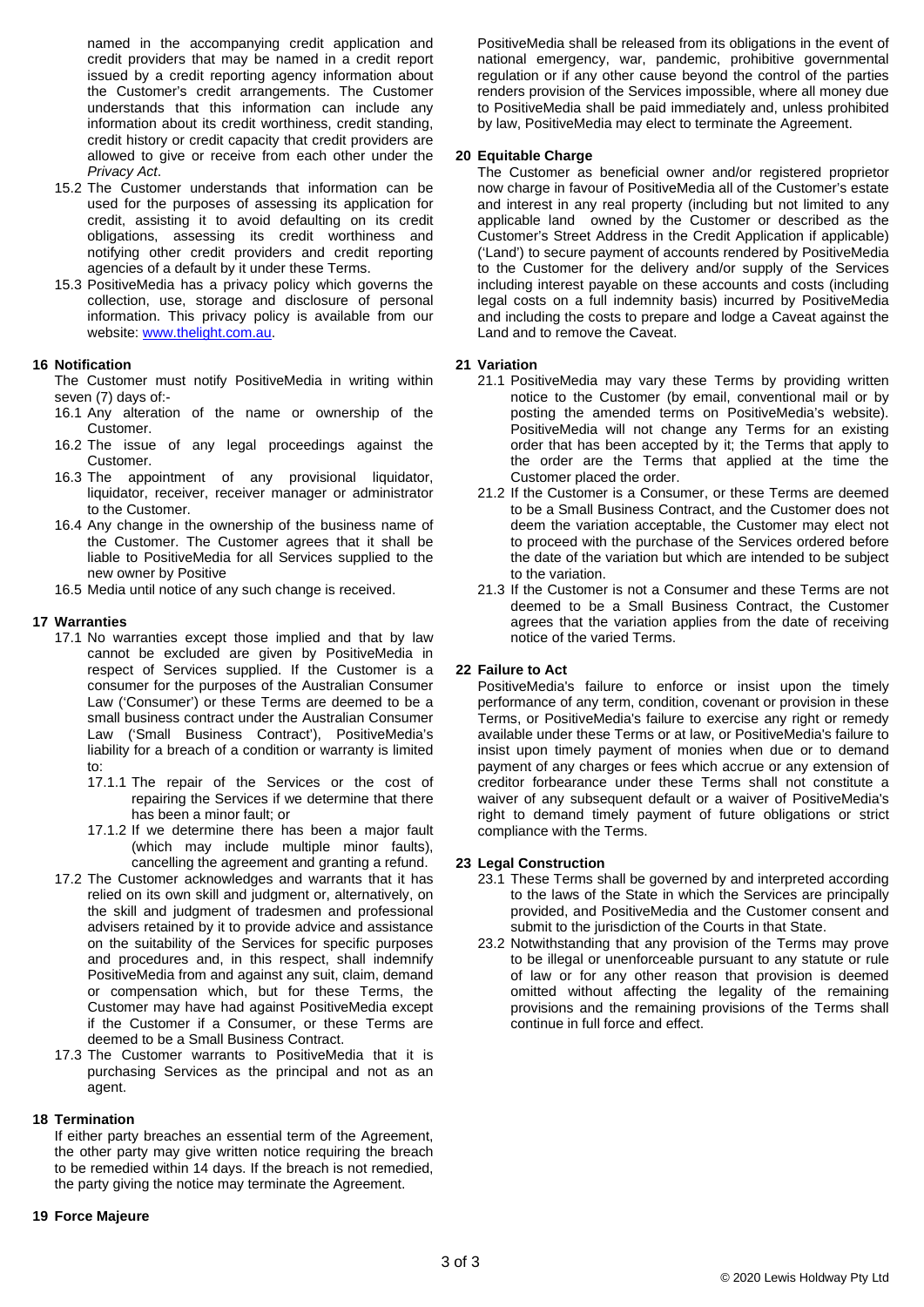named in the accompanying credit application and credit providers that may be named in a credit report issued by a credit reporting agency information about the Customer's credit arrangements. The Customer understands that this information can include any information about its credit worthiness, credit standing, credit history or credit capacity that credit providers are allowed to give or receive from each other under the *Privacy Act*.

15.2 The Customer understands that information can be used for the purposes of assessing its application for credit, assisting it to avoid defaulting on its credit obligations, assessing its credit worthiness and notifying other credit providers and credit reporting agencies of a default by it under these Terms.

15.3 PositiveMedia has a privacy policy which governs the collection, use, storage and disclosure of personal information. This privacy policy is available from our website: www.thelight.com.au.

## 16 Notification

The Customer must notify PositiveMedia in writing within seven (7) days of:-

16.1 Any alteration of the name or ownership of the Customer.

16.2 The issue of any legal proceedings against the Customer.

16.3 The appointment of any provisional liquidator, liquidator, receiver, receiver manager or administrator to the Customer.

16.4 Any change in the ownership of the business name of the Customer. The Customer agrees that it shall be liable to PositiveMedia for all Services supplied to the new owner by Positive

16.5 Media until notice of any such change is received.

## 17 Warranties

17.1 No warranties except those implied and that by law cannot be excluded are given by PositiveMedia in respect of Services supplied. If the Customer is a consumer for the purposes of the Australian Consumer Law ('Consumer') or these Terms are deemed to be a small business contract under the Australian Consumer Law ('Small Business Contract'), PositiveMedia's liability for a breach of a condition or warranty is limited to:

17.1.1 The repair of the Services or the cost of repairing the Services if we determine that there has been a minor fault; or

17.1.2 If we determine there has been a major fault (which may include multiple minor faults), cancelling the agreement and granting a refund.

17.2 The Customer acknowledges and warrants that it has relied on its own skill and judgment or, alternatively, on the skill and judgment of tradesmen and professional advisers retained by it to provide advice and assistance on the suitability of the Services for specific purposes and procedures and, in this respect, shall indemnify PositiveMedia from and against any suit, claim, demand or compensation which, but for these Terms, the Customer may have had against PositiveMedia except if the Customer if a Consumer, or these Terms are deemed to be a Small Business Contract.

17.3 The Customer warrants to PositiveMedia that it is purchasing Services as the principal and not as an agent.

## 18 Termination

If either party breaches an essential term of the Agreement, the other party may give written notice requiring the breach to be remedied within 14 days. If the breach is not remedied, the party giving the notice may terminate the Agreement.

## 19 Force Majeure

PositiveMedia shall be released from its obligations in the event of national emergency, war, pandemic, prohibitive governmental regulation or if any other cause beyond the control of the parties renders provision of the Services impossible, where all money due to PositiveMedia shall be paid immediately and, unless prohibited by law, PositiveMedia may elect to terminate the Agreement.

## 20 Equitable Charge

The Customer as beneficial owner and/or registered proprietor now charge in favour of PositiveMedia all of the Customer's estate and interest in any real property (including but not limited to any applicable land owned by the Customer or described as the Customer's Street Address in the Credit Application if applicable) ('Land') to secure payment of accounts rendered by PositiveMedia to the Customer for the delivery and/or supply of the Services including interest payable on these accounts and costs (including legal costs on a full indemnity basis) incurred by PositiveMedia and including the costs to prepare and lodge a Caveat against the Land and to remove the Caveat.

## 21 Variation

21.1 PositiveMedia may vary these Terms by providing written notice to the Customer (by email, conventional mail or by posting the amended terms on PositiveMedia's website). PositiveMedia will not change any Terms for an existing order that has been accepted by it; the Terms that apply to the order are the Terms that applied at the time the Customer placed the order.

21.2 If the Customer is a Consumer, or these Terms are deemed to be a Small Business Contract, and the Customer does not deem the variation acceptable, the Customer may elect not to proceed with the purchase of the Services ordered before the date of the variation but which are intended to be subject to the variation.

21.3 If the Customer is not a Consumer and these Terms are not deemed to be a Small Business Contract, the Customer agrees that the variation applies from the date of receiving notice of the varied Terms.

## 22 Failure to Act

PositiveMedia's failure to enforce or insist upon the timely performance of any term, condition, covenant or provision in these Terms, or PositiveMedia's failure to exercise any right or remedy available under these Terms or at law, or PositiveMedia's failure to insist upon timely payment of monies when due or to demand payment of any charges or fees which accrue or any extension of creditor forbearance under these Terms shall not constitute a waiver of any subsequent default or a waiver of PositiveMedia's right to demand timely payment of future obligations or strict compliance with the Terms.

## 23 Legal Construction

23.1 These Terms shall be governed by and interpreted according to the laws of the State in which the Services are principally provided, and PositiveMedia and the Customer consent and submit to the jurisdiction of the Courts in that State.

23.2 Notwithstanding that any provision of the Terms may prove to be illegal or unenforceable pursuant to any statute or rule of law or for any other reason that provision is deemed omitted without affecting the legality of the remaining provisions and the remaining provisions of the Terms shall continue in full force and effect.

© 2020 Lewis Holdway Pty Ltd